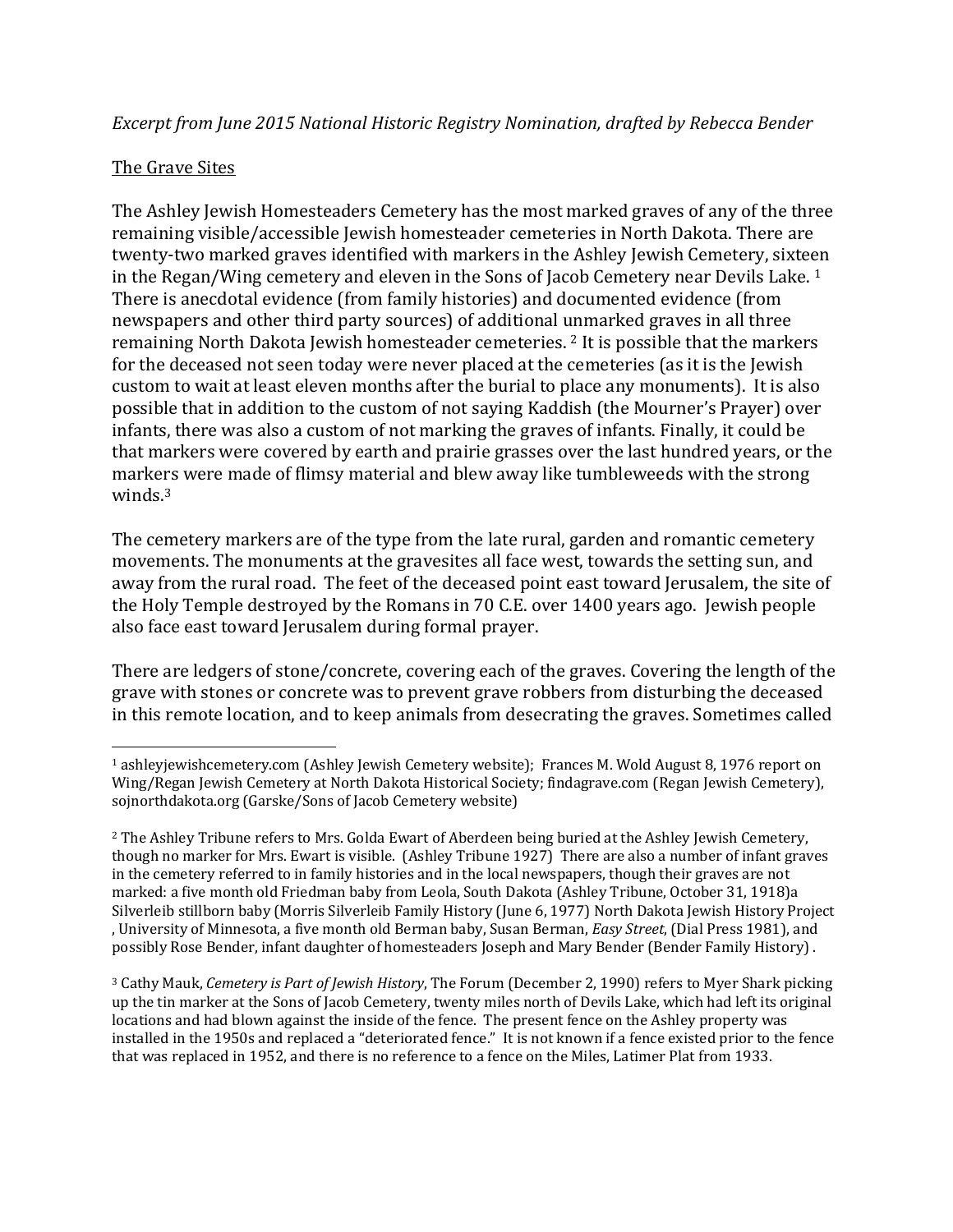*Excerpt from June 2015 National Historic Registry Nomination, drafted by Rebecca Bender*

## The Grave Sites

The Ashley Jewish Homesteaders Cemetery has the most marked graves of any of the three remaining visible/accessible Jewish homesteader cemeteries in North Dakota. There are twenty-two marked graves identified with markers in the Ashley Jewish Cemetery, sixteen in the Regan/Wing cemetery and eleven in the Sons of Jacob Cemetery near Devils Lake. [1] There is anecdotal evidence (from family histories) and documented evidence (from newspapers and other third party sources) of additional unmarked graves in all three remaining North Dakota Jewish homesteader cemeteries. [2] It is possible that the markers for the deceased not seen today were never placed at the cemeteries (as it is the Jewish custom to wait at least eleven months after the burial to place any monuments). It is also possible that in addition to the custom of not saying Kaddish (the Mourner's Prayer) over infants, there was also a custom of not marking the graves of infants. Finally, it could be that markers were covered by earth and prairie grasses over the last hundred years, or the markers were made of flimsy material and blew away like tumbleweeds with the strong winds.[3]

The cemetery markers are of the type from the late rural, garden and romantic cemetery movements. The monuments at the gravesites all face west, towards the setting sun, and away from the rural road. The feet of the deceased point east toward Jerusalem, the site of the Holy Temple destroyed by the Romans in 70 C.E. over 1400 years ago. Jewish people also face east toward Jerusalem during formal prayer.

There are ledgers of stone/concrete, covering each of the graves. Covering the length of the grave with stones or concrete was to prevent grave robbers from disturbing the deceased in this remote location, and to keep animals from desecrating the graves. Sometimes called

---

[1] ashleyjewishcemetery.com (Ashley Jewish Cemetery website); Frances M. Wold August 8, 1976 report on Wing/Regan Jewish Cemetery at North Dakota Historical Society; findagrave.com (Regan Jewish Cemetery), sojnorthdakota.org (Garske/Sons of Jacob Cemetery website)

[2] The Ashley Tribune refers to Mrs. Golda Ewart of Aberdeen being buried at the Ashley Jewish Cemetery, though no marker for Mrs. Ewart is visible. (Ashley Tribune 1927) There are also a number of infant graves in the cemetery referred to in family histories and in the local newspapers, though their graves are not marked: a five month old Friedman baby from Leola, South Dakota (Ashley Tribune, October 31, 1918)a Silverleib stillborn baby (Morris Silverleib Family History (June 6, 1977) North Dakota Jewish History Project , University of Minnesota, a five month old Berman baby, Susan Berman, *Easy Street*, (Dial Press 1981), and possibly Rose Bender, infant daughter of homesteaders Joseph and Mary Bender (Bender Family History) .

[3] Cathy Mauk, *Cemetery is Part of Jewish History*, The Forum (December 2, 1990) refers to Myer Shark picking up the tin marker at the Sons of Jacob Cemetery, twenty miles north of Devils Lake, which had left its original locations and had blown against the inside of the fence. The present fence on the Ashley property was installed in the 1950s and replaced a "deteriorated fence." It is not known if a fence existed prior to the fence that was replaced in 1952, and there is no reference to a fence on the Miles, Latimer Plat from 1933.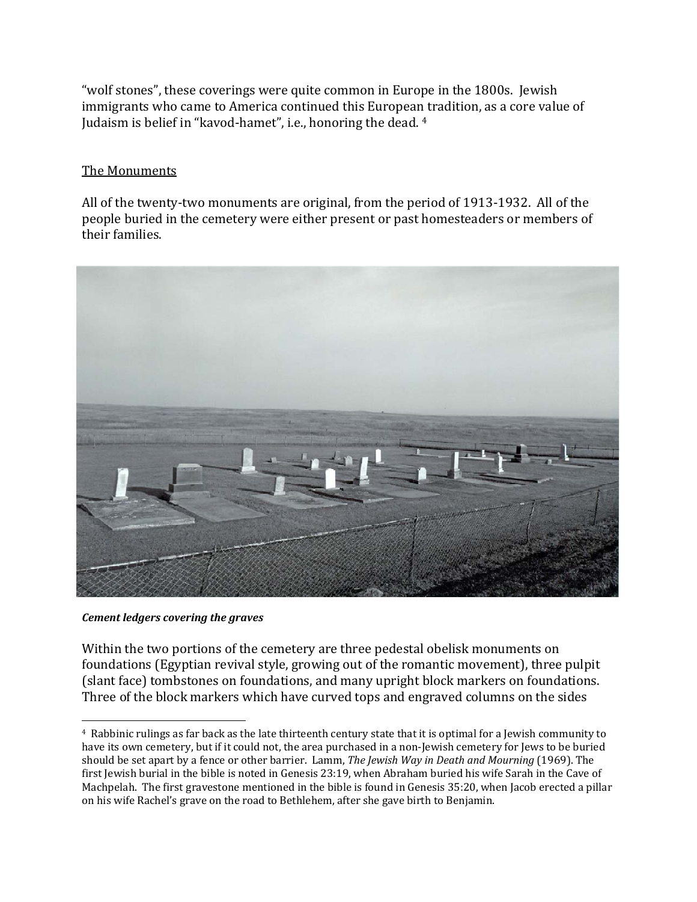"wolf stones", these coverings were quite common in Europe in the 1800s. Jewish immigrants who came to America continued this European tradition, as a core value of Judaism is belief in "kavod-hamet", i.e., honoring the dead. [4]

## The Monuments

All of the twenty-two monuments are original, from the period of 1913-1932. All of the people buried in the cemetery were either present or past homesteaders or members of their families.

***Cement ledgers covering the graves***

Within the two portions of the cemetery are three pedestal obelisk monuments on foundations (Egyptian revival style, growing out of the romantic movement), three pulpit (slant face) tombstones on foundations, and many upright block markers on foundations. Three of the block markers which have curved tops and engraved columns on the sides

---

[4] Rabbinic rulings as far back as the late thirteenth century state that it is optimal for a Jewish community to have its own cemetery, but if it could not, the area purchased in a non-Jewish cemetery for Jews to be buried should be set apart by a fence or other barrier. Lamm, *The Jewish Way in Death and Mourning* (1969). The first Jewish burial in the bible is noted in Genesis 23:19, when Abraham buried his wife Sarah in the Cave of Machpelah. The first gravestone mentioned in the bible is found in Genesis 35:20, when Jacob erected a pillar on his wife Rachel's grave on the road to Bethlehem, after she gave birth to Benjamin.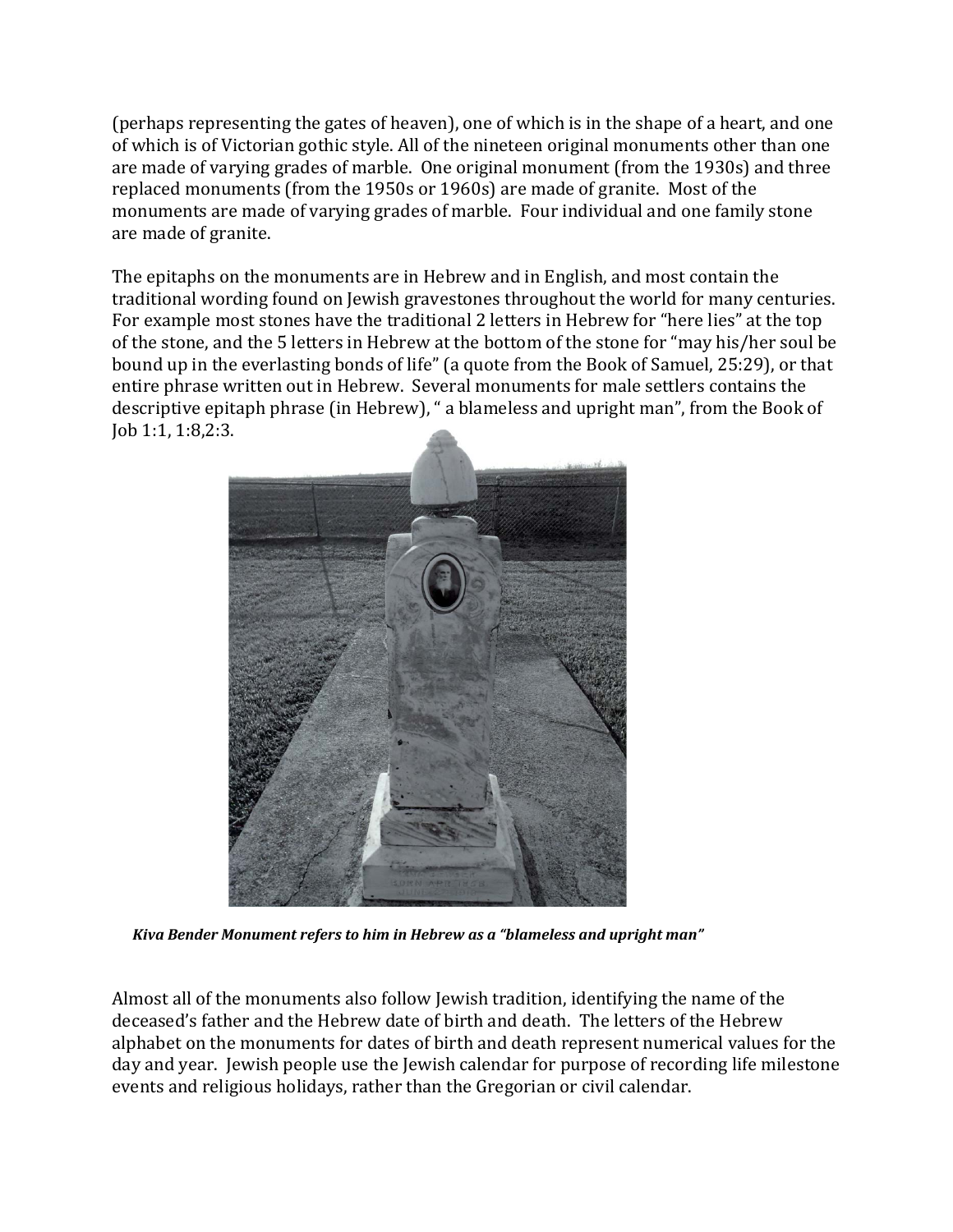(perhaps representing the gates of heaven), one of which is in the shape of a heart, and one of which is of Victorian gothic style. All of the nineteen original monuments other than one are made of varying grades of marble. One original monument (from the 1930s) and three replaced monuments (from the 1950s or 1960s) are made of granite. Most of the monuments are made of varying grades of marble. Four individual and one family stone are made of granite.

The epitaphs on the monuments are in Hebrew and in English, and most contain the traditional wording found on Jewish gravestones throughout the world for many centuries. For example most stones have the traditional 2 letters in Hebrew for "here lies" at the top of the stone, and the 5 letters in Hebrew at the bottom of the stone for "may his/her soul be bound up in the everlasting bonds of life" (a quote from the Book of Samuel, 25:29), or that entire phrase written out in Hebrew. Several monuments for male settlers contains the descriptive epitaph phrase (in Hebrew), " a blameless and upright man", from the Book of Job 1:1, 1:8,2:3.

*Kiva Bender Monument refers to him in Hebrew as a "blameless and upright man"*

Almost all of the monuments also follow Jewish tradition, identifying the name of the deceased's father and the Hebrew date of birth and death. The letters of the Hebrew alphabet on the monuments for dates of birth and death represent numerical values for the day and year. Jewish people use the Jewish calendar for purpose of recording life milestone events and religious holidays, rather than the Gregorian or civil calendar.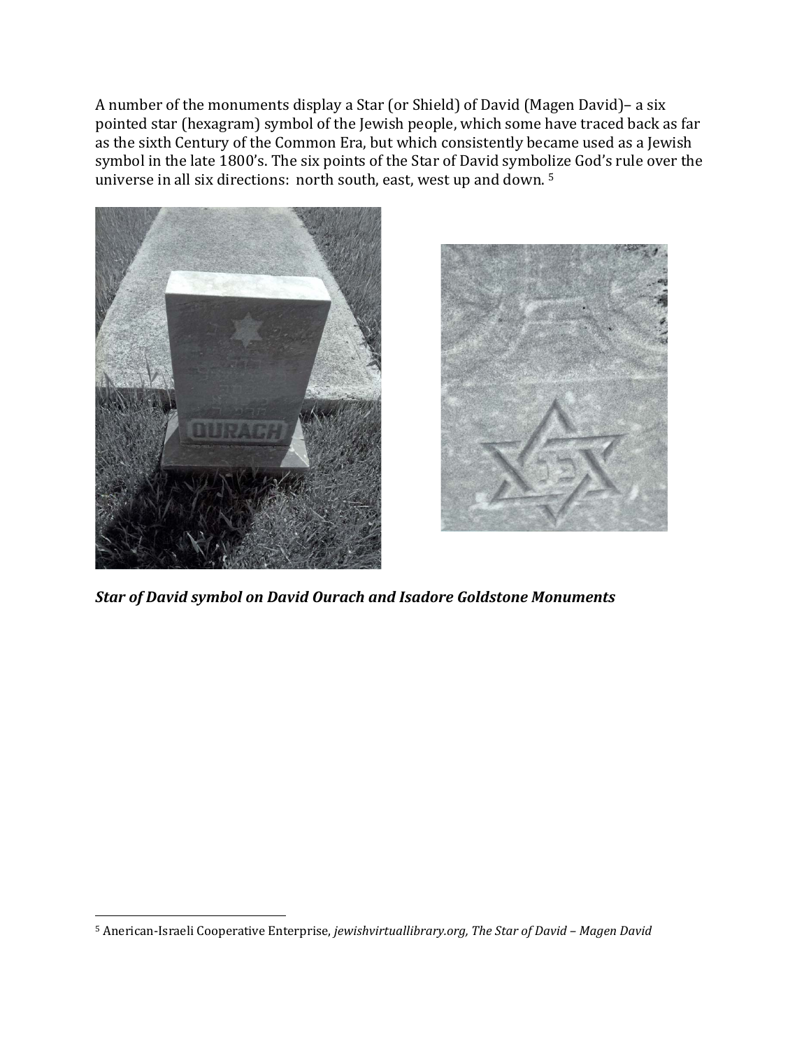A number of the monuments display a Star (or Shield) of David (Magen David)– a six pointed star (hexagram) symbol of the Jewish people, which some have traced back as far as the sixth Century of the Common Era, but which consistently became used as a Jewish symbol in the late 1800's. The six points of the Star of David symbolize God's rule over the universe in all six directions: north south, east, west up and down. [5]

***Star of David symbol on David Ourach and Isadore Goldstone Monuments***

[5] Anerican-Israeli Cooperative Enterprise, *jewishvirtuallibrary.org, The Star of David – Magen David*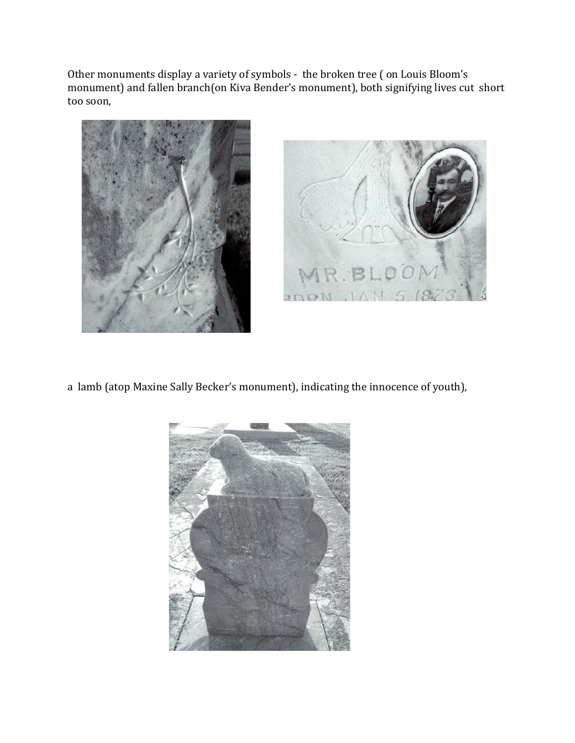Other monuments display a variety of symbols - the broken tree ( on Louis Bloom's monument) and fallen branch(on Kiva Bender's monument), both signifying lives cut short too soon,

a lamb (atop Maxine Sally Becker's monument), indicating the innocence of youth),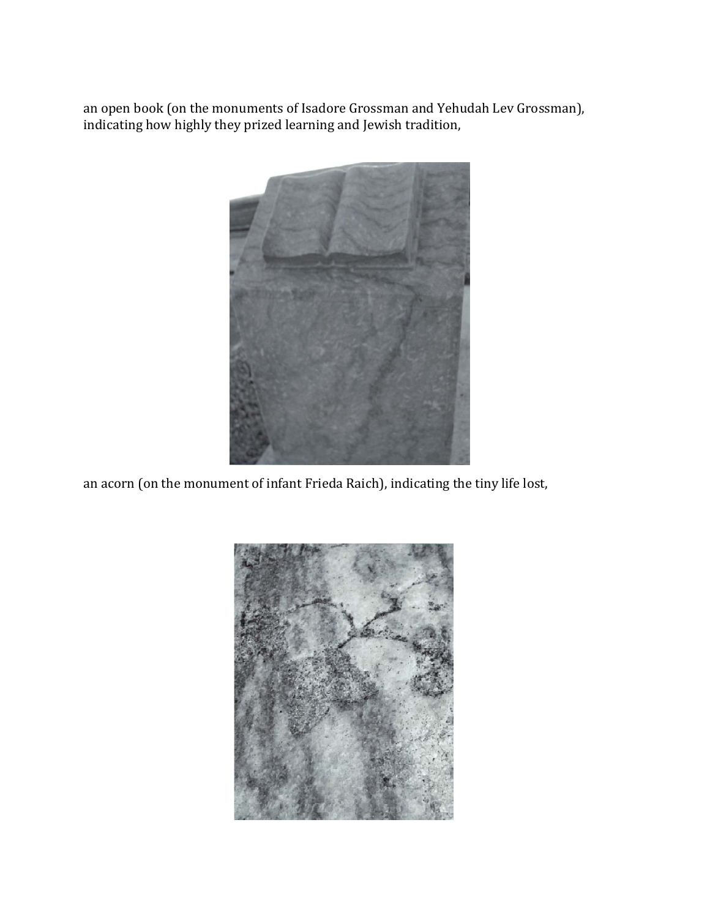an open book (on the monuments of Isadore Grossman and Yehudah Lev Grossman), indicating how highly they prized learning and Jewish tradition,

an acorn (on the monument of infant Frieda Raich), indicating the tiny life lost,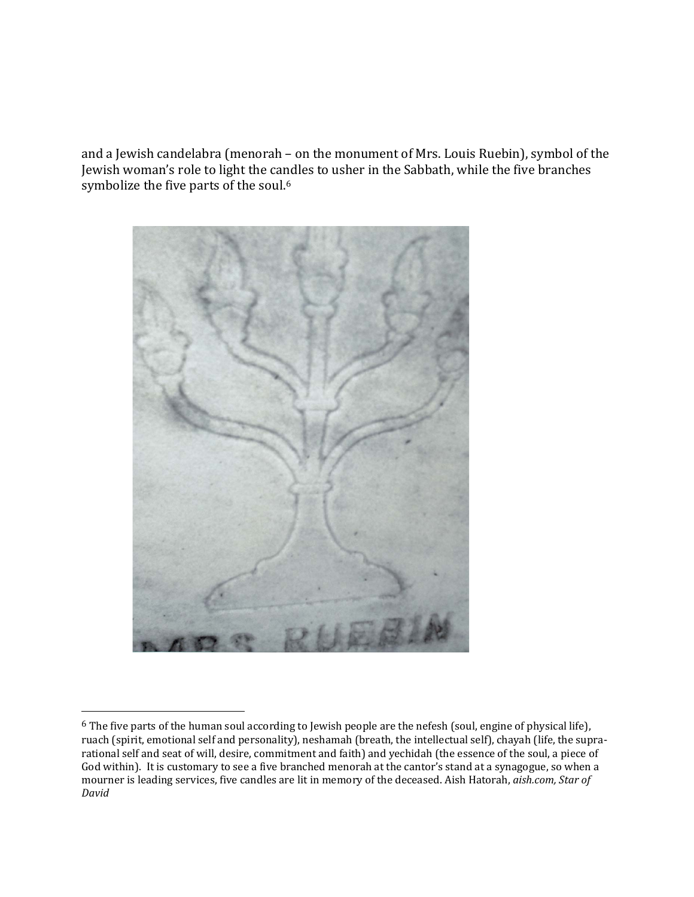and a Jewish candelabra (menorah – on the monument of Mrs. Louis Ruebin), symbol of the Jewish woman's role to light the candles to usher in the Sabbath, while the five branches symbolize the five parts of the soul.[6]

[6] The five parts of the human soul according to Jewish people are the nefesh (soul, engine of physical life), ruach (spirit, emotional self and personality), neshamah (breath, the intellectual self), chayah (life, the supra-rational self and seat of will, desire, commitment and faith) and yechidah (the essence of the soul, a piece of God within). It is customary to see a five branched menorah at the cantor's stand at a synagogue, so when a mourner is leading services, five candles are lit in memory of the deceased. Aish Hatorah, *aish.com, Star of David*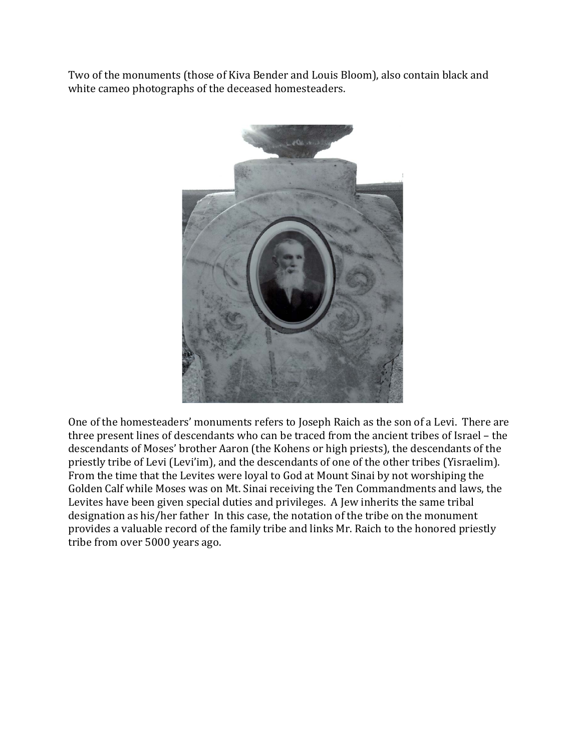Two of the monuments (those of Kiva Bender and Louis Bloom), also contain black and white cameo photographs of the deceased homesteaders.

One of the homesteaders' monuments refers to Joseph Raich as the son of a Levi. There are three present lines of descendants who can be traced from the ancient tribes of Israel – the descendants of Moses' brother Aaron (the Kohens or high priests), the descendants of the priestly tribe of Levi (Levi'im), and the descendants of one of the other tribes (Yisraelim). From the time that the Levites were loyal to God at Mount Sinai by not worshiping the Golden Calf while Moses was on Mt. Sinai receiving the Ten Commandments and laws, the Levites have been given special duties and privileges. A Jew inherits the same tribal designation as his/her father In this case, the notation of the tribe on the monument provides a valuable record of the family tribe and links Mr. Raich to the honored priestly tribe from over 5000 years ago.